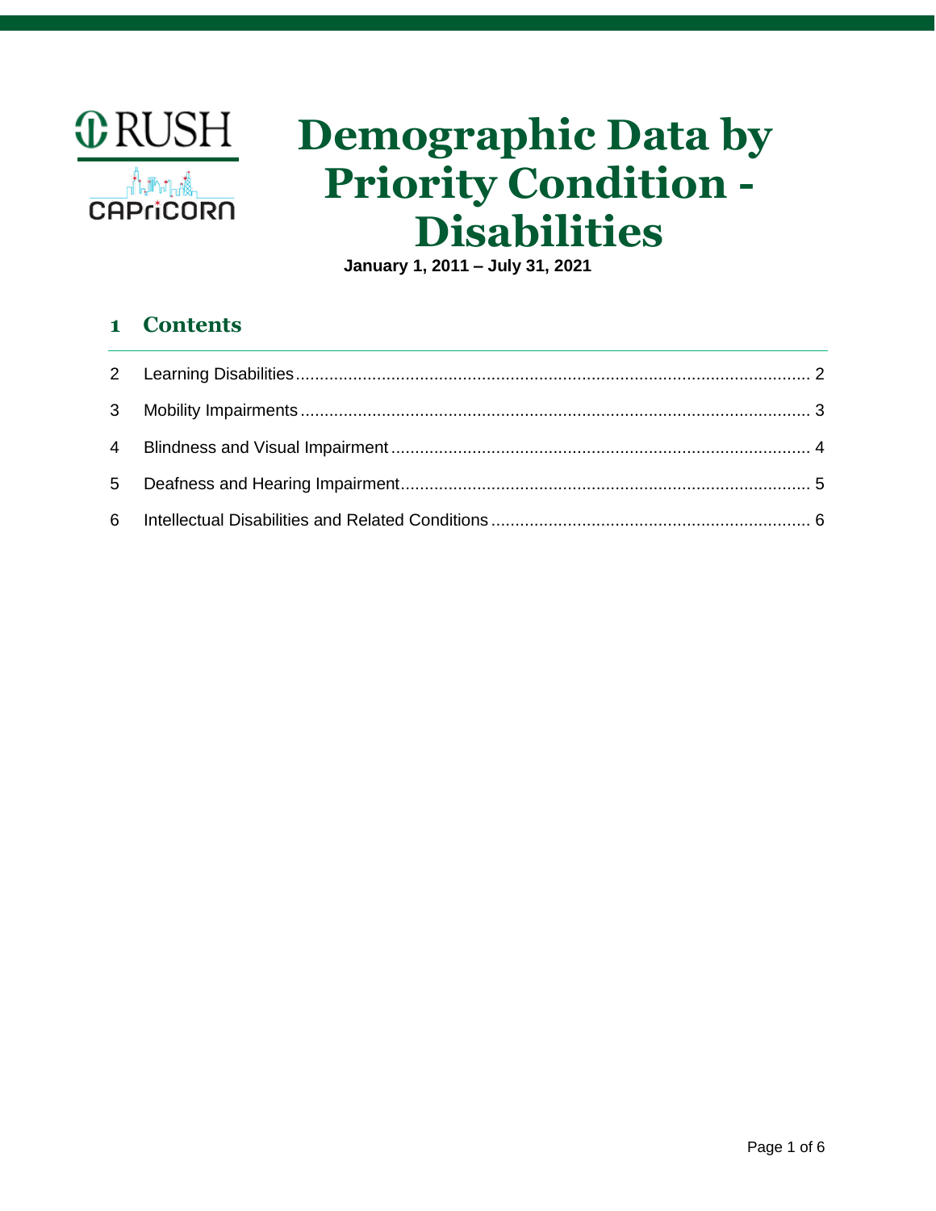RUSH

CAPriCORN

# Demographic Data by Priority Condition - Disabilities

**January 1, 2011 – July 31, 2021**

## 1 Contents

2 Learning Disabilities ........................................................................................................ 2

3 Mobility Impairments ........................................................................................................ 3

4 Blindness and Visual Impairment ....................................................................................... 4

5 Deafness and Hearing Impairment ..................................................................................... 5

6 Intellectual Disabilities and Related Conditions ................................................................... 6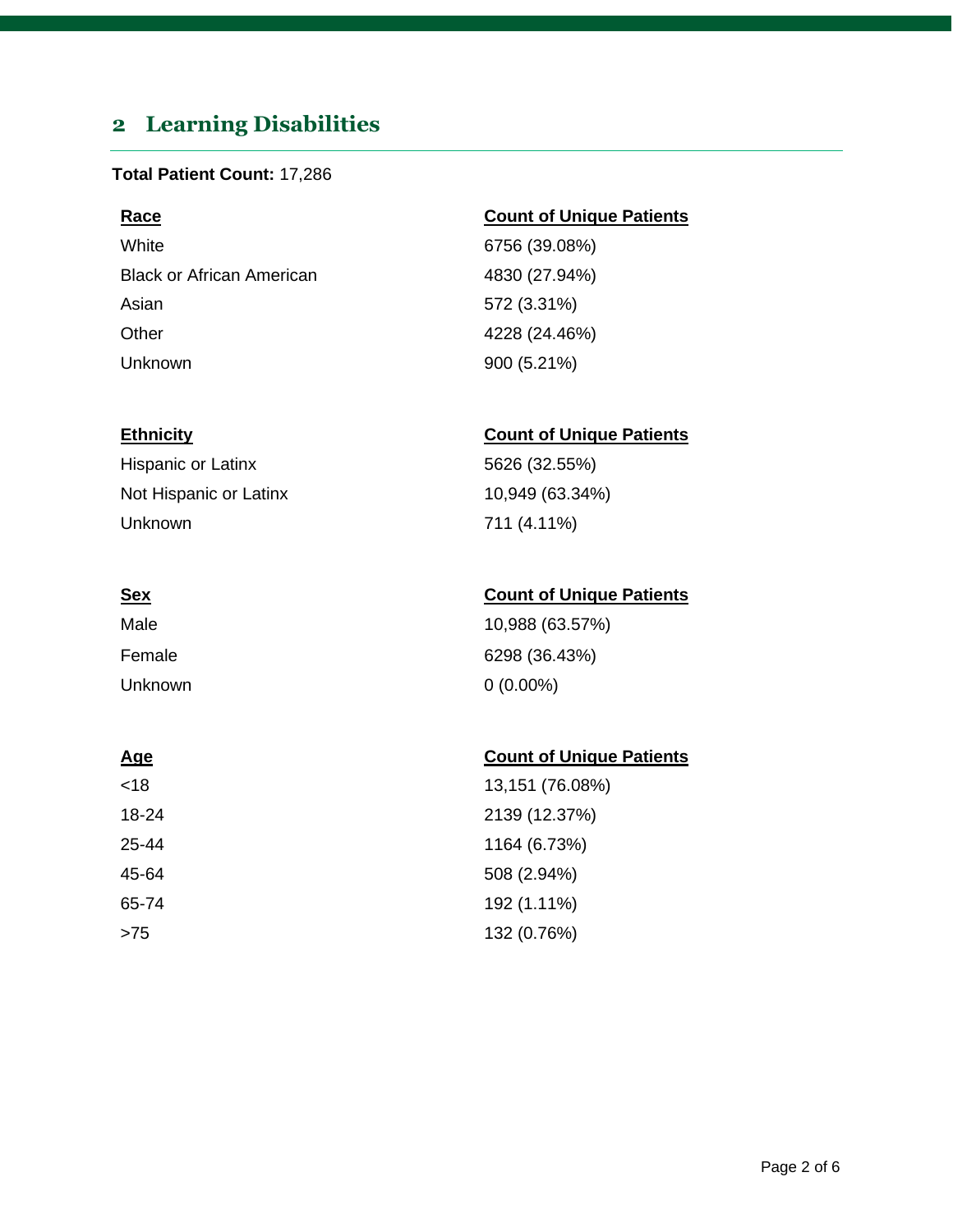## 2 Learning Disabilities

**Total Patient Count:** 17,286

| Race | Count of Unique Patients |
| --- | --- |
| White | 6756 (39.08%) |
| Black or African American | 4830 (27.94%) |
| Asian | 572 (3.31%) |
| Other | 4228 (24.46%) |
| Unknown | 900 (5.21%) |

| Ethnicity | Count of Unique Patients |
| --- | --- |
| Hispanic or Latinx | 5626 (32.55%) |
| Not Hispanic or Latinx | 10,949 (63.34%) |
| Unknown | 711 (4.11%) |

| Sex | Count of Unique Patients |
| --- | --- |
| Male | 10,988 (63.57%) |
| Female | 6298 (36.43%) |
| Unknown | 0 (0.00%) |

| Age | Count of Unique Patients |
| --- | --- |
| <18 | 13,151 (76.08%) |
| 18-24 | 2139 (12.37%) |
| 25-44 | 1164 (6.73%) |
| 45-64 | 508 (2.94%) |
| 65-74 | 192 (1.11%) |
| >75 | 132 (0.76%) |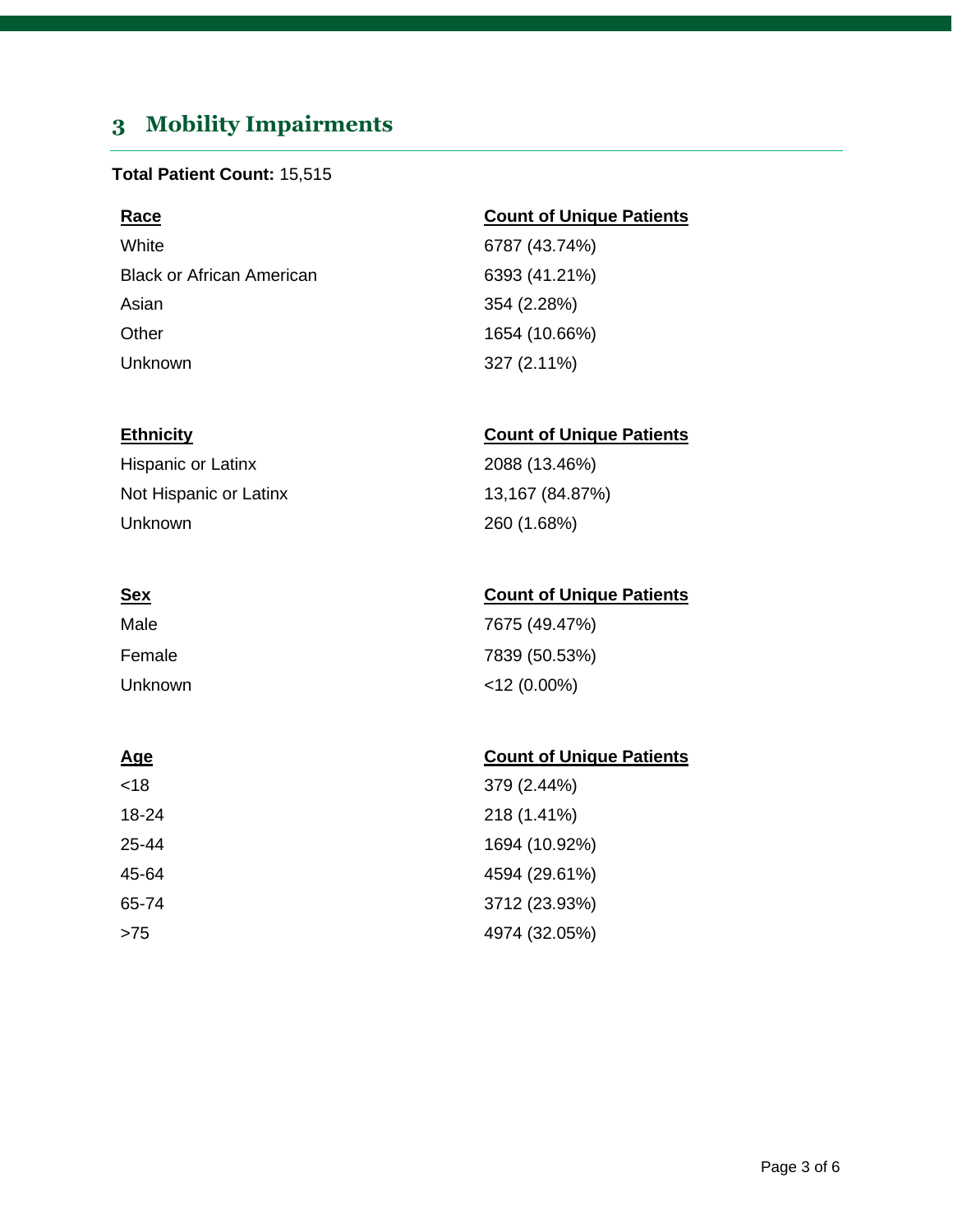## 3 Mobility Impairments

**Total Patient Count:** 15,515

| Race | Count of Unique Patients |
| --- | --- |
| White | 6787 (43.74%) |
| Black or African American | 6393 (41.21%) |
| Asian | 354 (2.28%) |
| Other | 1654 (10.66%) |
| Unknown | 327 (2.11%) |

| Ethnicity | Count of Unique Patients |
| --- | --- |
| Hispanic or Latinx | 2088 (13.46%) |
| Not Hispanic or Latinx | 13,167 (84.87%) |
| Unknown | 260 (1.68%) |

| Sex | Count of Unique Patients |
| --- | --- |
| Male | 7675 (49.47%) |
| Female | 7839 (50.53%) |
| Unknown | <12 (0.00%) |

| Age | Count of Unique Patients |
| --- | --- |
| <18 | 379 (2.44%) |
| 18-24 | 218 (1.41%) |
| 25-44 | 1694 (10.92%) |
| 45-64 | 4594 (29.61%) |
| 65-74 | 3712 (23.93%) |
| >75 | 4974 (32.05%) |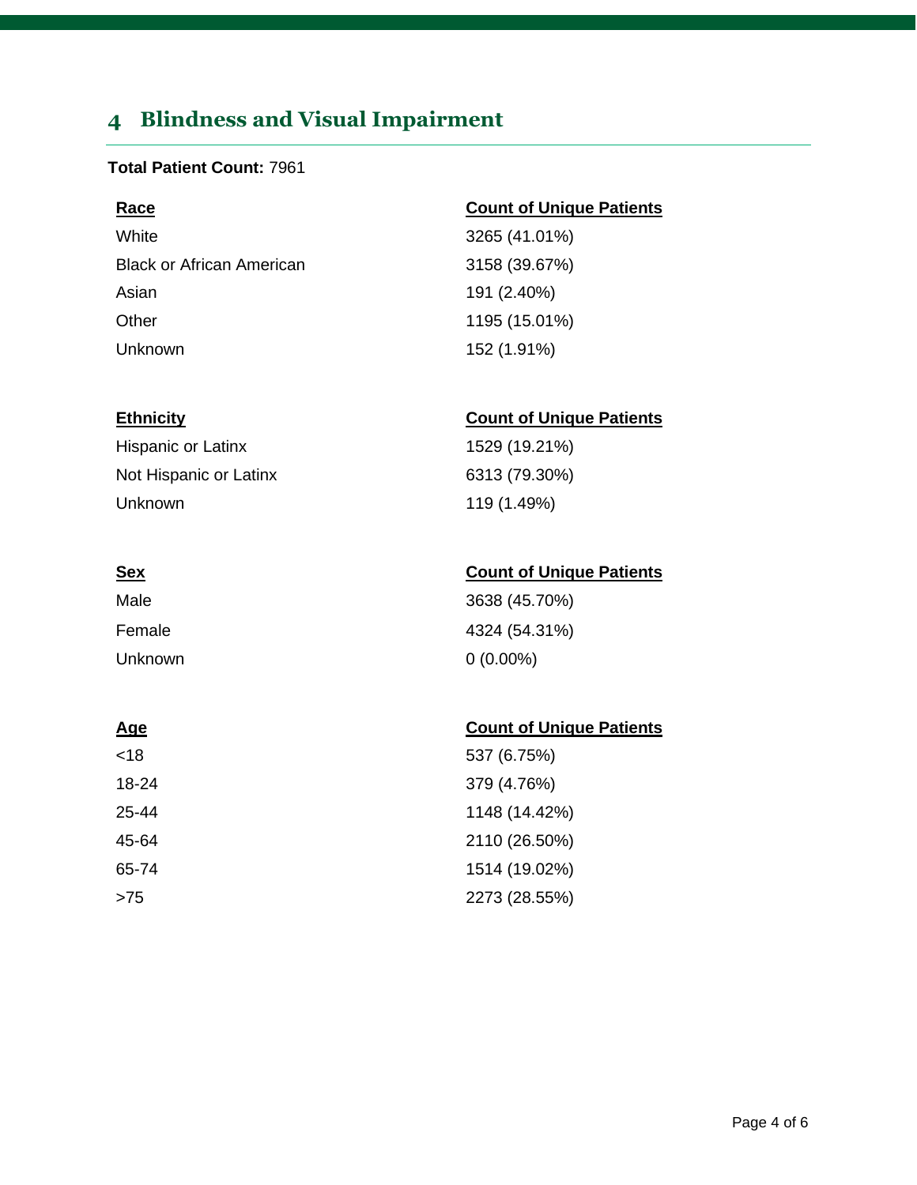## 4 Blindness and Visual Impairment

**Total Patient Count:** 7961

| Race | Count of Unique Patients |
| --- | --- |
| White | 3265 (41.01%) |
| Black or African American | 3158 (39.67%) |
| Asian | 191 (2.40%) |
| Other | 1195 (15.01%) |
| Unknown | 152 (1.91%) |

| Ethnicity | Count of Unique Patients |
| --- | --- |
| Hispanic or Latinx | 1529 (19.21%) |
| Not Hispanic or Latinx | 6313 (79.30%) |
| Unknown | 119 (1.49%) |

| Sex | Count of Unique Patients |
| --- | --- |
| Male | 3638 (45.70%) |
| Female | 4324 (54.31%) |
| Unknown | 0 (0.00%) |

| Age | Count of Unique Patients |
| --- | --- |
| <18 | 537 (6.75%) |
| 18-24 | 379 (4.76%) |
| 25-44 | 1148 (14.42%) |
| 45-64 | 2110 (26.50%) |
| 65-74 | 1514 (19.02%) |
| >75 | 2273 (28.55%) |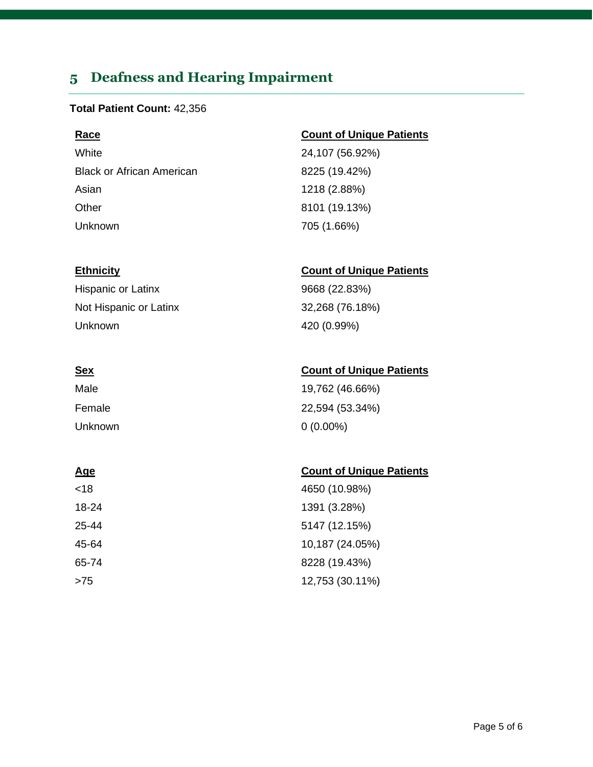# 5 Deafness and Hearing Impairment

**Total Patient Count:** 42,356

| Race | Count of Unique Patients |
| --- | --- |
| White | 24,107 (56.92%) |
| Black or African American | 8225 (19.42%) |
| Asian | 1218 (2.88%) |
| Other | 8101 (19.13%) |
| Unknown | 705 (1.66%) |

| Ethnicity | Count of Unique Patients |
| --- | --- |
| Hispanic or Latinx | 9668 (22.83%) |
| Not Hispanic or Latinx | 32,268 (76.18%) |
| Unknown | 420 (0.99%) |

| Sex | Count of Unique Patients |
| --- | --- |
| Male | 19,762 (46.66%) |
| Female | 22,594 (53.34%) |
| Unknown | 0 (0.00%) |

| Age | Count of Unique Patients |
| --- | --- |
| <18 | 4650 (10.98%) |
| 18-24 | 1391 (3.28%) |
| 25-44 | 5147 (12.15%) |
| 45-64 | 10,187 (24.05%) |
| 65-74 | 8228 (19.43%) |
| >75 | 12,753 (30.11%) |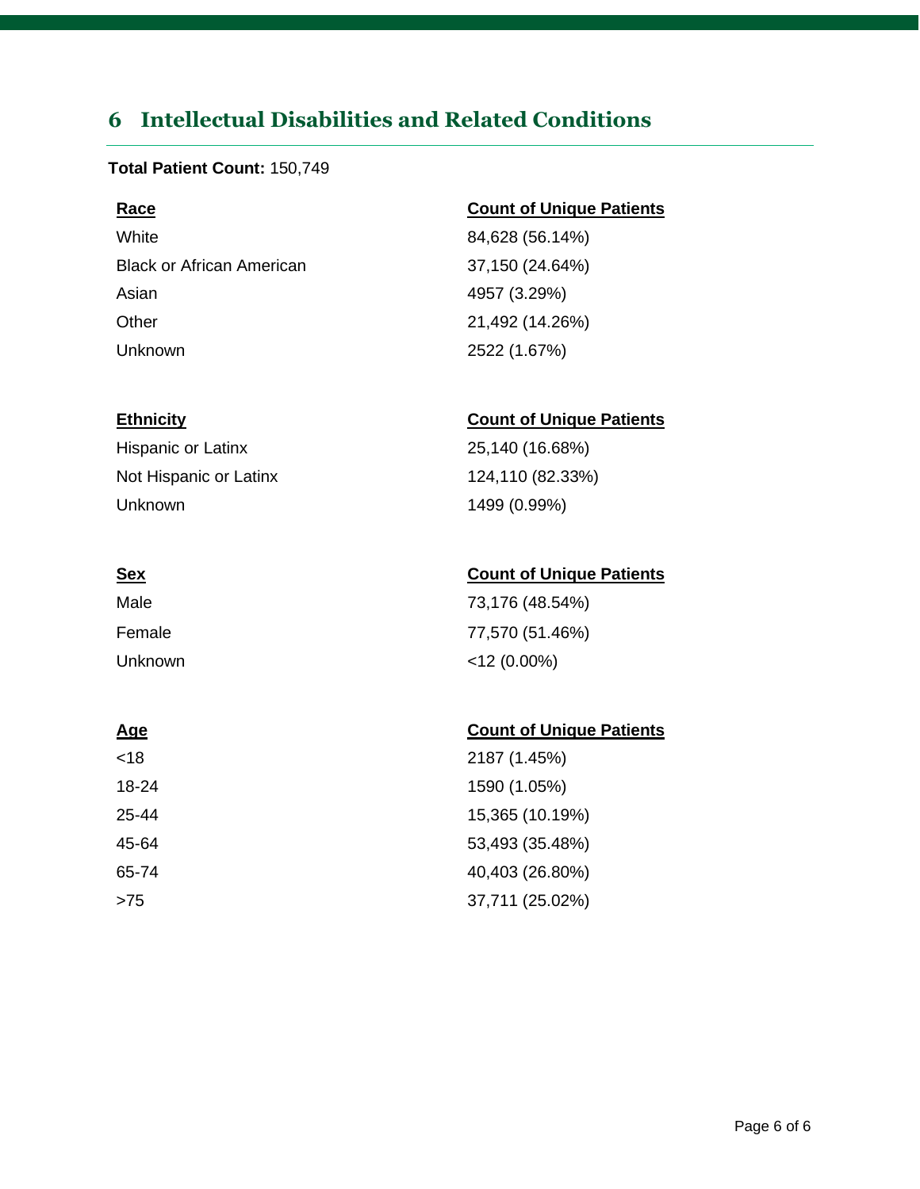## 6 Intellectual Disabilities and Related Conditions

**Total Patient Count:** 150,749

| Race | Count of Unique Patients |
| --- | --- |
| White | 84,628 (56.14%) |
| Black or African American | 37,150 (24.64%) |
| Asian | 4957 (3.29%) |
| Other | 21,492 (14.26%) |
| Unknown | 2522 (1.67%) |

| Ethnicity | Count of Unique Patients |
| --- | --- |
| Hispanic or Latinx | 25,140 (16.68%) |
| Not Hispanic or Latinx | 124,110 (82.33%) |
| Unknown | 1499 (0.99%) |

| Sex | Count of Unique Patients |
| --- | --- |
| Male | 73,176 (48.54%) |
| Female | 77,570 (51.46%) |
| Unknown | <12 (0.00%) |

| Age | Count of Unique Patients |
| --- | --- |
| <18 | 2187 (1.45%) |
| 18-24 | 1590 (1.05%) |
| 25-44 | 15,365 (10.19%) |
| 45-64 | 53,493 (35.48%) |
| 65-74 | 40,403 (26.80%) |
| >75 | 37,711 (25.02%) |